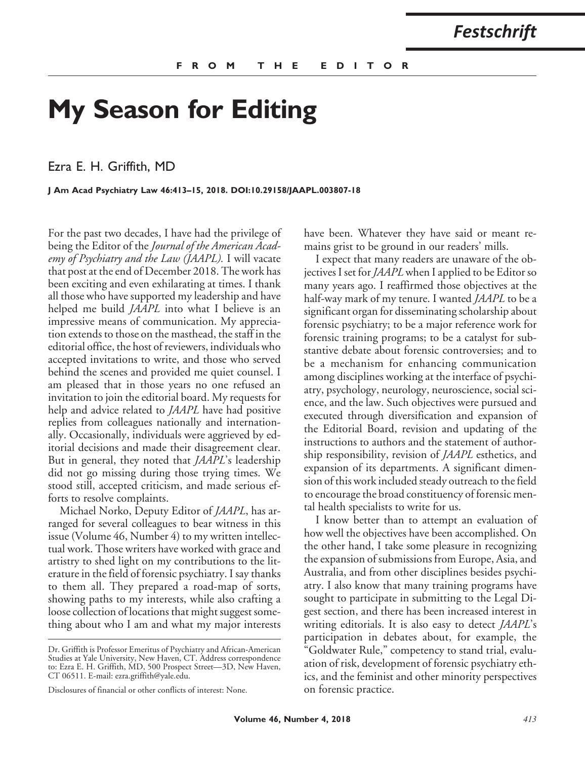Festschrift

**FROM THE EDITOR**

# My Season for Editing

Ezra E. H. Griffith, MD

**J Am Acad Psychiatry Law 46:413–15, 2018. DOI:10.29158/JAAPL.003807-18**

For the past two decades, I have had the privilege of being the Editor of the *Journal of the American Academy of Psychiatry and the Law (JAAPL).* I will vacate that post at the end of December 2018. The work has been exciting and even exhilarating at times. I thank all those who have supported my leadership and have helped me build *JAAPL* into what I believe is an impressive means of communication. My appreciation extends to those on the masthead, the staff in the editorial office, the host of reviewers, individuals who accepted invitations to write, and those who served behind the scenes and provided me quiet counsel. I am pleased that in those years no one refused an invitation to join the editorial board. My requests for help and advice related to *JAAPL* have had positive replies from colleagues nationally and internationally. Occasionally, individuals were aggrieved by editorial decisions and made their disagreement clear. But in general, they noted that *JAAPL*'s leadership did not go missing during those trying times. We stood still, accepted criticism, and made serious efforts to resolve complaints.

Michael Norko, Deputy Editor of *JAAPL*, has arranged for several colleagues to bear witness in this issue (Volume 46, Number 4) to my written intellectual work. Those writers have worked with grace and artistry to shed light on my contributions to the literature in the field of forensic psychiatry. I say thanks to them all. They prepared a road-map of sorts, showing paths to my interests, while also crafting a loose collection of locations that might suggest something about who I am and what my major interests have been. Whatever they have said or meant remains grist to be ground in our readers' mills.

I expect that many readers are unaware of the objectives I set for *JAAPL* when I applied to be Editor so many years ago. I reaffirmed those objectives at the half-way mark of my tenure. I wanted *JAAPL* to be a significant organ for disseminating scholarship about forensic psychiatry; to be a major reference work for forensic training programs; to be a catalyst for substantive debate about forensic controversies; and to be a mechanism for enhancing communication among disciplines working at the interface of psychiatry, psychology, neurology, neuroscience, social science, and the law. Such objectives were pursued and executed through diversification and expansion of the Editorial Board, revision and updating of the instructions to authors and the statement of authorship responsibility, revision of *JAAPL* esthetics, and expansion of its departments. A significant dimension of this work included steady outreach to the field to encourage the broad constituency of forensic mental health specialists to write for us.

I know better than to attempt an evaluation of how well the objectives have been accomplished. On the other hand, I take some pleasure in recognizing the expansion of submissions from Europe, Asia, and Australia, and from other disciplines besides psychiatry. I also know that many training programs have sought to participate in submitting to the Legal Digest section, and there has been increased interest in writing editorials. It is also easy to detect *JAAPL*'s participation in debates about, for example, the "Goldwater Rule," competency to stand trial, evaluation of risk, development of forensic psychiatry ethics, and the feminist and other minority perspectives on forensic practice.

---

Dr. Griffith is Professor Emeritus of Psychiatry and African-American Studies at Yale University, New Haven, CT. Address correspondence to: Ezra E. H. Griffith, MD, 500 Prospect Street—3D, New Haven, CT 06511. E-mail: ezra.griffith@yale.edu.

Disclosures of financial or other conflicts of interest: None.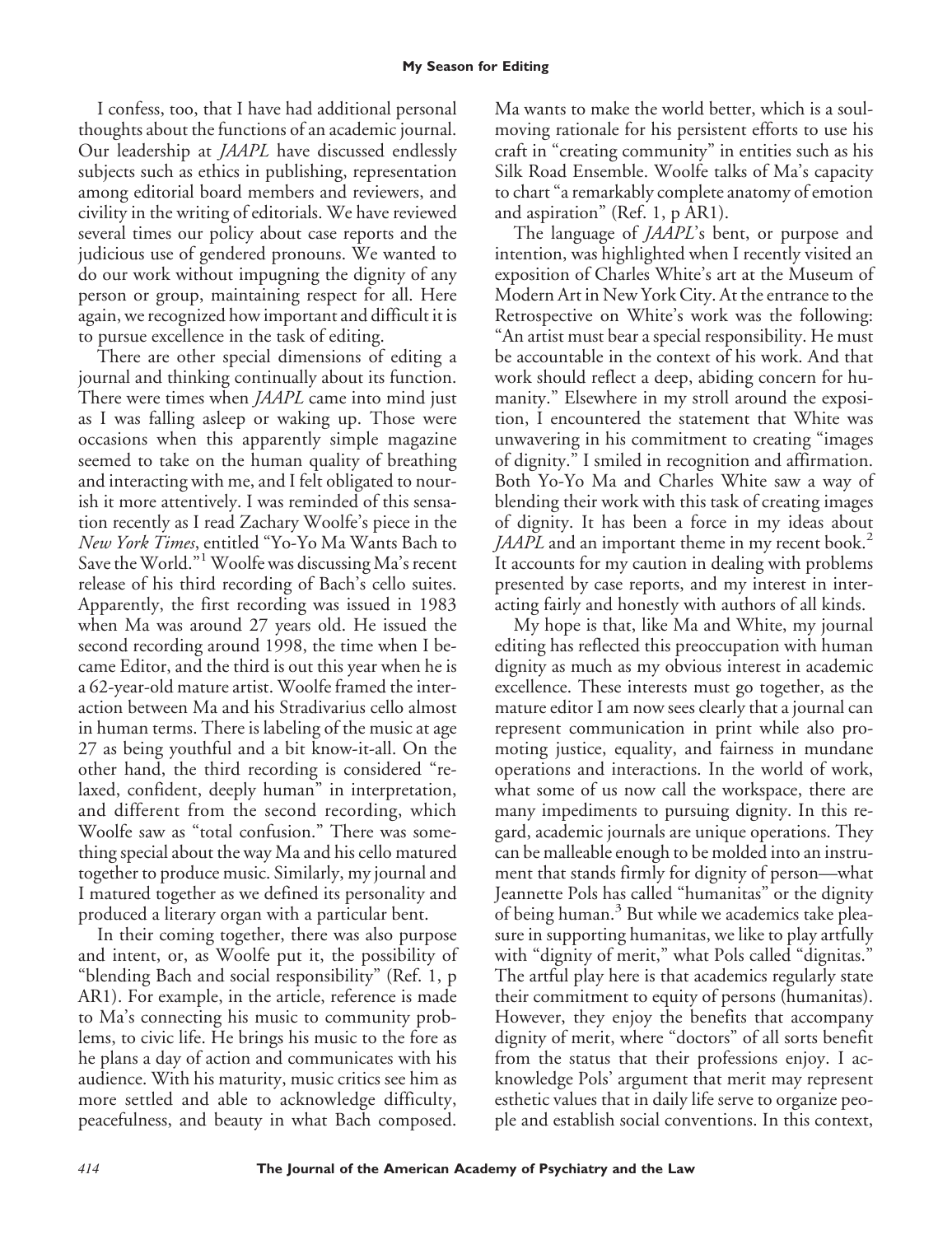I confess, too, that I have had additional personal thoughts about the functions of an academic journal. Our leadership at *JAAPL* have discussed endlessly subjects such as ethics in publishing, representation among editorial board members and reviewers, and civility in the writing of editorials. We have reviewed several times our policy about case reports and the judicious use of gendered pronouns. We wanted to do our work without impugning the dignity of any person or group, maintaining respect for all. Here again, we recognized how important and difficult it is to pursue excellence in the task of editing.

There are other special dimensions of editing a journal and thinking continually about its function. There were times when *JAAPL* came into mind just as I was falling asleep or waking up. Those were occasions when this apparently simple magazine seemed to take on the human quality of breathing and interacting with me, and I felt obligated to nourish it more attentively. I was reminded of this sensation recently as I read Zachary Woolfe's piece in the *New York Times*, entitled "Yo-Yo Ma Wants Bach to Save the World."[1] Woolfe was discussing Ma's recent release of his third recording of Bach's cello suites. Apparently, the first recording was issued in 1983 when Ma was around 27 years old. He issued the second recording around 1998, the time when I became Editor, and the third is out this year when he is a 62-year-old mature artist. Woolfe framed the interaction between Ma and his Stradivarius cello almost in human terms. There is labeling of the music at age 27 as being youthful and a bit know-it-all. On the other hand, the third recording is considered "relaxed, confident, deeply human" in interpretation, and different from the second recording, which Woolfe saw as "total confusion." There was something special about the way Ma and his cello matured together to produce music. Similarly, my journal and I matured together as we defined its personality and produced a literary organ with a particular bent.

In their coming together, there was also purpose and intent, or, as Woolfe put it, the possibility of "blending Bach and social responsibility" (Ref. 1, p AR1). For example, in the article, reference is made to Ma's connecting his music to community problems, to civic life. He brings his music to the fore as he plans a day of action and communicates with his audience. With his maturity, music critics see him as more settled and able to acknowledge difficulty, peacefulness, and beauty in what Bach composed. Ma wants to make the world better, which is a soul-moving rationale for his persistent efforts to use his craft in "creating community" in entities such as his Silk Road Ensemble. Woolfe talks of Ma's capacity to chart "a remarkably complete anatomy of emotion and aspiration" (Ref. 1, p AR1).

The language of *JAAPL*'s bent, or purpose and intention, was highlighted when I recently visited an exposition of Charles White's art at the Museum of Modern Art in New York City. At the entrance to the Retrospective on White's work was the following: "An artist must bear a special responsibility. He must be accountable in the context of his work. And that work should reflect a deep, abiding concern for humanity." Elsewhere in my stroll around the exposition, I encountered the statement that White was unwavering in his commitment to creating "images of dignity." I smiled in recognition and affirmation. Both Yo-Yo Ma and Charles White saw a way of blending their work with this task of creating images of dignity. It has been a force in my ideas about *JAAPL* and an important theme in my recent book.[2] It accounts for my caution in dealing with problems presented by case reports, and my interest in interacting fairly and honestly with authors of all kinds.

My hope is that, like Ma and White, my journal editing has reflected this preoccupation with human dignity as much as my obvious interest in academic excellence. These interests must go together, as the mature editor I am now sees clearly that a journal can represent communication in print while also promoting justice, equality, and fairness in mundane operations and interactions. In the world of work, what some of us now call the workspace, there are many impediments to pursuing dignity. In this regard, academic journals are unique operations. They can be malleable enough to be molded into an instrument that stands firmly for dignity of person—what Jeannette Pols has called "humanitas" or the dignity of being human.[3] But while we academics take pleasure in supporting humanitas, we like to play artfully with "dignity of merit," what Pols called "dignitas." The artful play here is that academics regularly state their commitment to equity of persons (humanitas). However, they enjoy the benefits that accompany dignity of merit, where "doctors" of all sorts benefit from the status that their professions enjoy. I acknowledge Pols' argument that merit may represent esthetic values that in daily life serve to organize people and establish social conventions. In this context,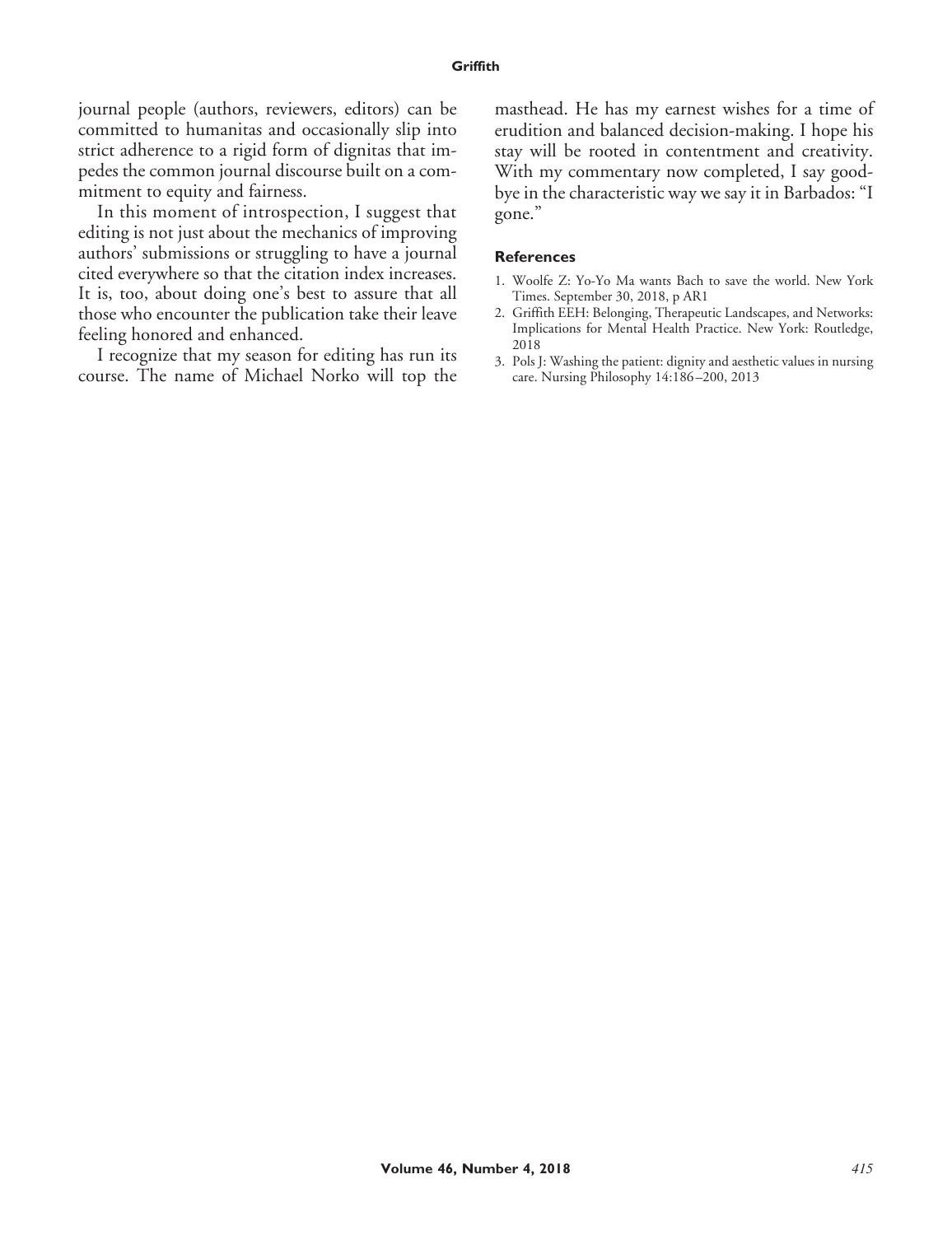journal people (authors, reviewers, editors) can be committed to humanitas and occasionally slip into strict adherence to a rigid form of dignitas that impedes the common journal discourse built on a commitment to equity and fairness.

In this moment of introspection, I suggest that editing is not just about the mechanics of improving authors' submissions or struggling to have a journal cited everywhere so that the citation index increases. It is, too, about doing one's best to assure that all those who encounter the publication take their leave feeling honored and enhanced.

I recognize that my season for editing has run its course. The name of Michael Norko will top the masthead. He has my earnest wishes for a time of erudition and balanced decision-making. I hope his stay will be rooted in contentment and creativity. With my commentary now completed, I say goodbye in the characteristic way we say it in Barbados: "I gone."

## References

1. Woolfe Z: Yo-Yo Ma wants Bach to save the world. New York Times. September 30, 2018, p AR1
2. Griffith EEH: Belonging, Therapeutic Landscapes, and Networks: Implications for Mental Health Practice. New York: Routledge, 2018
3. Pols J: Washing the patient: dignity and aesthetic values in nursing care. Nursing Philosophy 14:186–200, 2013